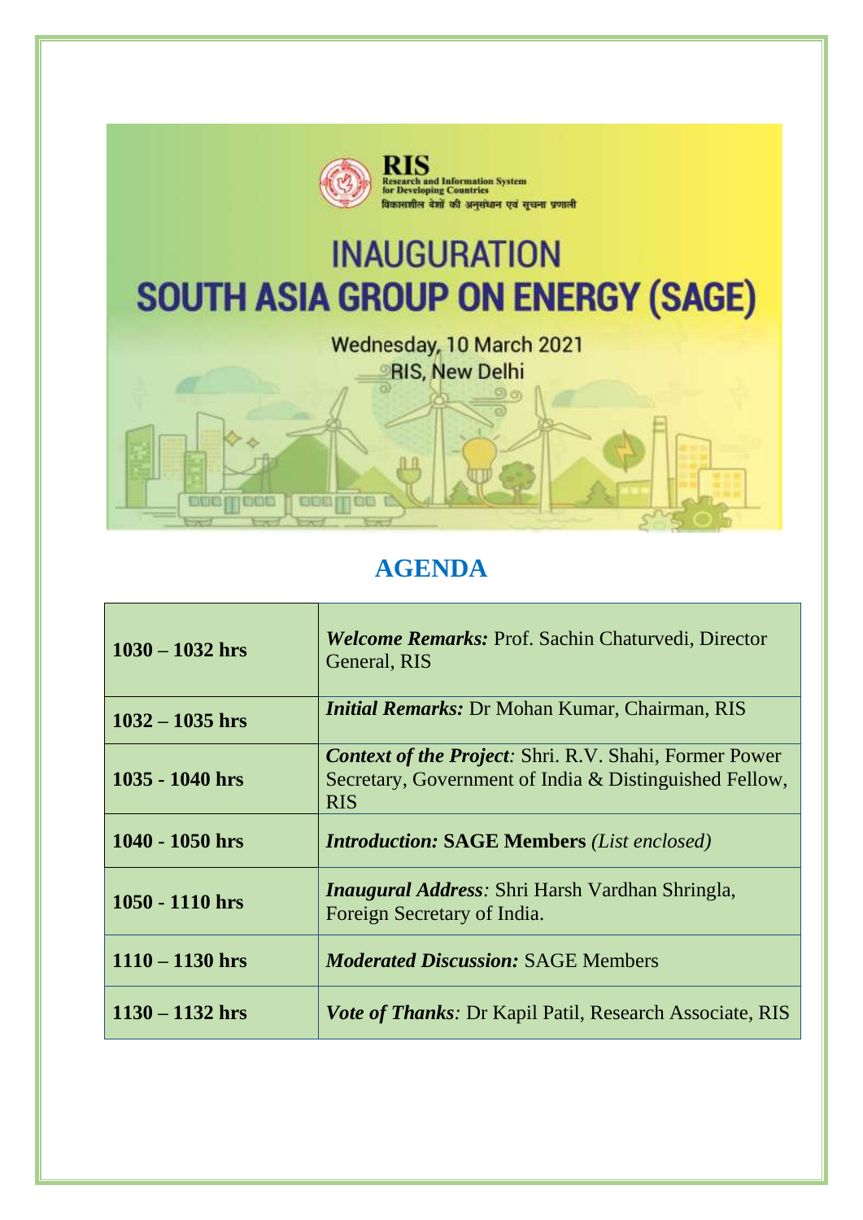**RIS**
**Research and Information System for Developing Countries**
विकासशील देशों की अनुसंधान एवं सूचना प्रणाली

# INAUGURATION
# SOUTH ASIA GROUP ON ENERGY (SAGE)

Wednesday, 10 March 2021
RIS, New Delhi

## AGENDA

| | |
|---|---|
| **1030 – 1032 hrs** | ***Welcome Remarks:*** Prof. Sachin Chaturvedi, Director General, RIS |
| **1032 – 1035 hrs** | ***Initial Remarks:*** Dr Mohan Kumar, Chairman, RIS |
| **1035 - 1040 hrs** | ***Context of the Project****:* Shri. R.V. Shahi, Former Power Secretary, Government of India & Distinguished Fellow, RIS |
| **1040 - 1050 hrs** | ***Introduction:*** **SAGE Members** *(List enclosed)* |
| **1050 - 1110 hrs** | ***Inaugural Address****:* Shri Harsh Vardhan Shringla, Foreign Secretary of India. |
| **1110 – 1130 hrs** | ***Moderated Discussion:*** SAGE Members |
| **1130 – 1132 hrs** | ***Vote of Thanks****:* Dr Kapil Patil, Research Associate, RIS |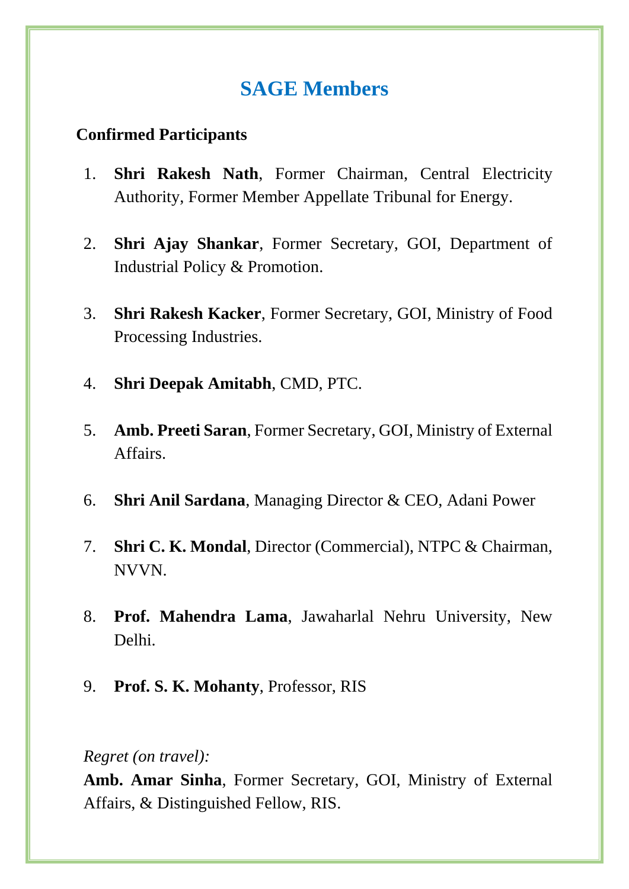# SAGE Members

**Confirmed Participants**

1. **Shri Rakesh Nath**, Former Chairman, Central Electricity Authority, Former Member Appellate Tribunal for Energy.

2. **Shri Ajay Shankar**, Former Secretary, GOI, Department of Industrial Policy & Promotion.

3. **Shri Rakesh Kacker**, Former Secretary, GOI, Ministry of Food Processing Industries.

4. **Shri Deepak Amitabh**, CMD, PTC.

5. **Amb. Preeti Saran**, Former Secretary, GOI, Ministry of External Affairs.

6. **Shri Anil Sardana**, Managing Director & CEO, Adani Power

7. **Shri C. K. Mondal**, Director (Commercial), NTPC & Chairman, NVVN.

8. **Prof. Mahendra Lama**, Jawaharlal Nehru University, New Delhi.

9. **Prof. S. K. Mohanty**, Professor, RIS

*Regret (on travel):*

**Amb. Amar Sinha**, Former Secretary, GOI, Ministry of External Affairs, & Distinguished Fellow, RIS.